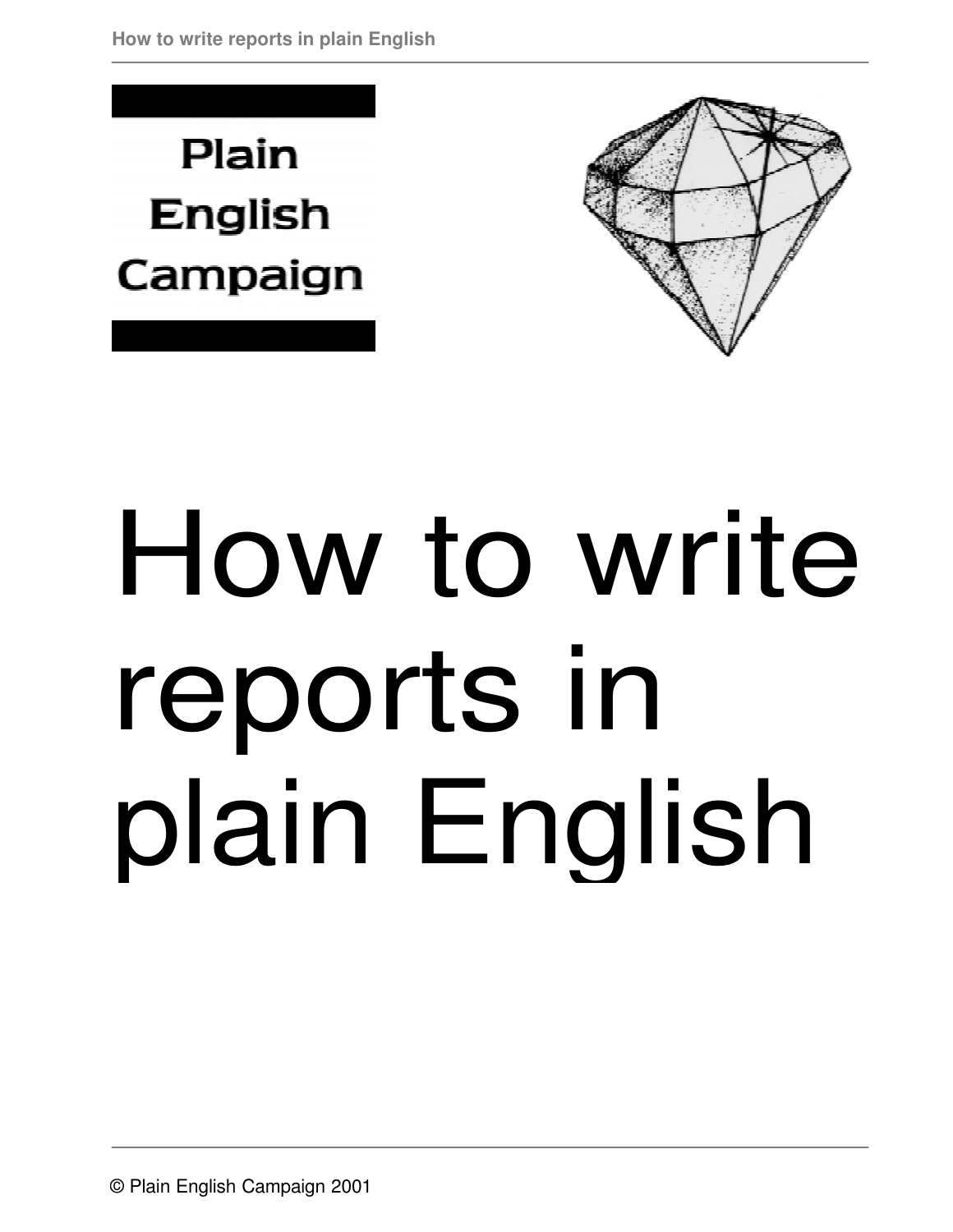Plain English Campaign

# How to write reports in plain English

© Plain English Campaign 2001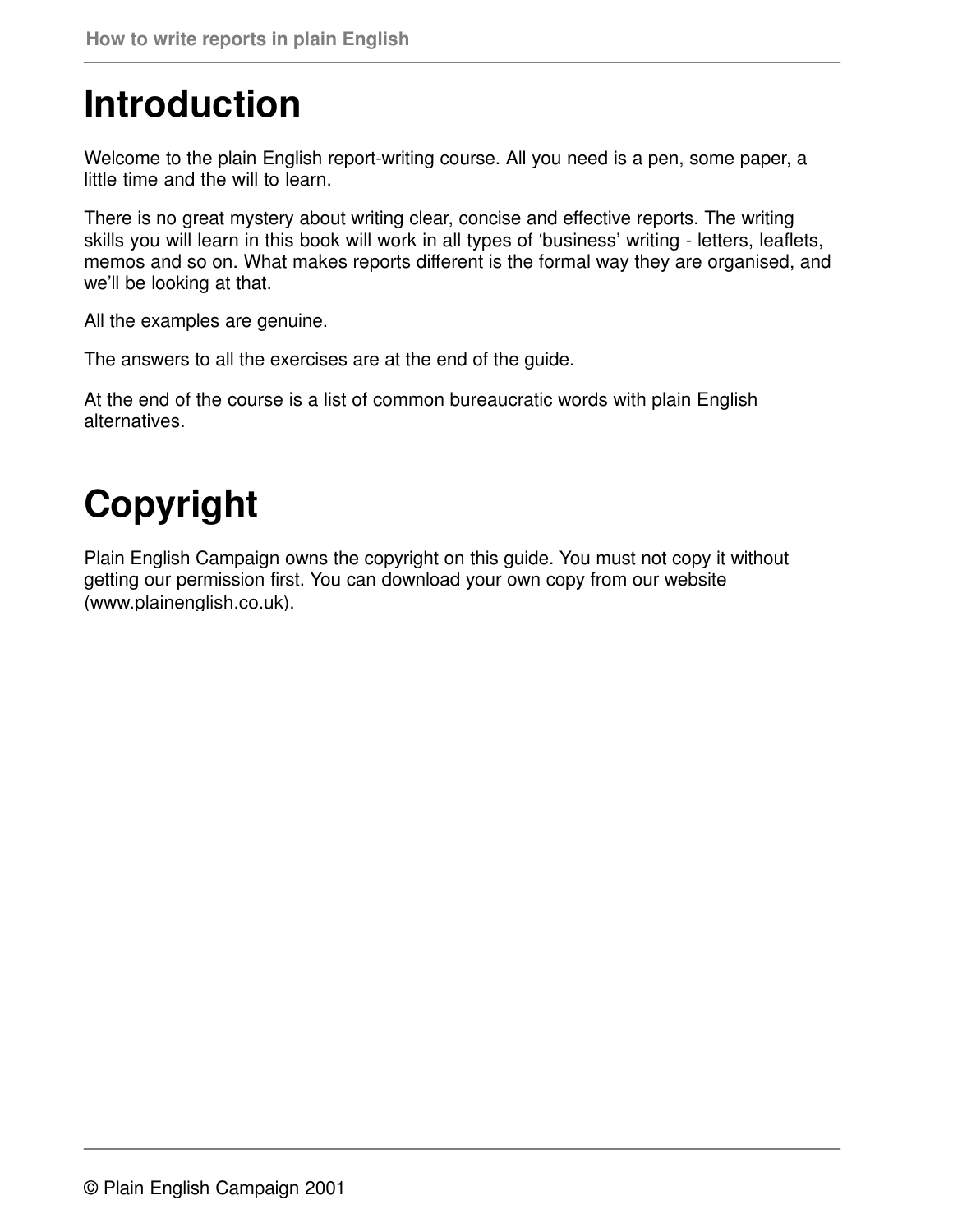# Introduction

Welcome to the plain English report-writing course. All you need is a pen, some paper, a little time and the will to learn.

There is no great mystery about writing clear, concise and effective reports. The writing skills you will learn in this book will work in all types of 'business' writing - letters, leaflets, memos and so on. What makes reports different is the formal way they are organised, and we'll be looking at that.

All the examples are genuine.

The answers to all the exercises are at the end of the guide.

At the end of the course is a list of common bureaucratic words with plain English alternatives.

# Copyright

Plain English Campaign owns the copyright on this guide. You must not copy it without getting our permission first. You can download your own copy from our website (www.plainenglish.co.uk).

© Plain English Campaign 2001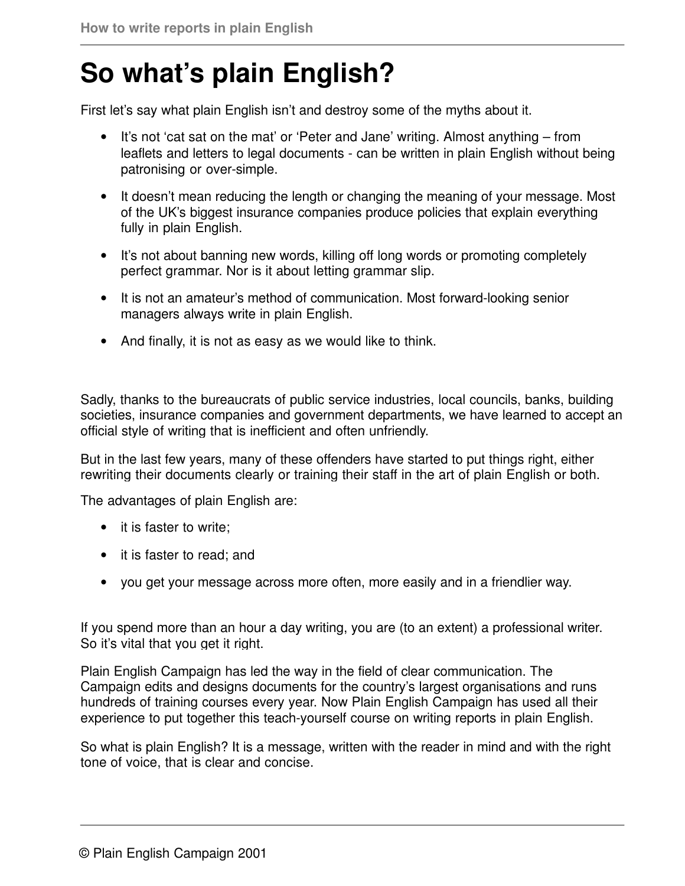# So what's plain English?

First let's say what plain English isn't and destroy some of the myths about it.

- It's not 'cat sat on the mat' or 'Peter and Jane' writing. Almost anything – from leaflets and letters to legal documents - can be written in plain English without being patronising or over-simple.
- It doesn't mean reducing the length or changing the meaning of your message. Most of the UK's biggest insurance companies produce policies that explain everything fully in plain English.
- It's not about banning new words, killing off long words or promoting completely perfect grammar. Nor is it about letting grammar slip.
- It is not an amateur's method of communication. Most forward-looking senior managers always write in plain English.
- And finally, it is not as easy as we would like to think.

Sadly, thanks to the bureaucrats of public service industries, local councils, banks, building societies, insurance companies and government departments, we have learned to accept an official style of writing that is inefficient and often unfriendly.

But in the last few years, many of these offenders have started to put things right, either rewriting their documents clearly or training their staff in the art of plain English or both.

The advantages of plain English are:

- it is faster to write;
- it is faster to read; and
- you get your message across more often, more easily and in a friendlier way.

If you spend more than an hour a day writing, you are (to an extent) a professional writer. So it's vital that you get it right.

Plain English Campaign has led the way in the field of clear communication. The Campaign edits and designs documents for the country's largest organisations and runs hundreds of training courses every year. Now Plain English Campaign has used all their experience to put together this teach-yourself course on writing reports in plain English.

So what is plain English? It is a message, written with the reader in mind and with the right tone of voice, that is clear and concise.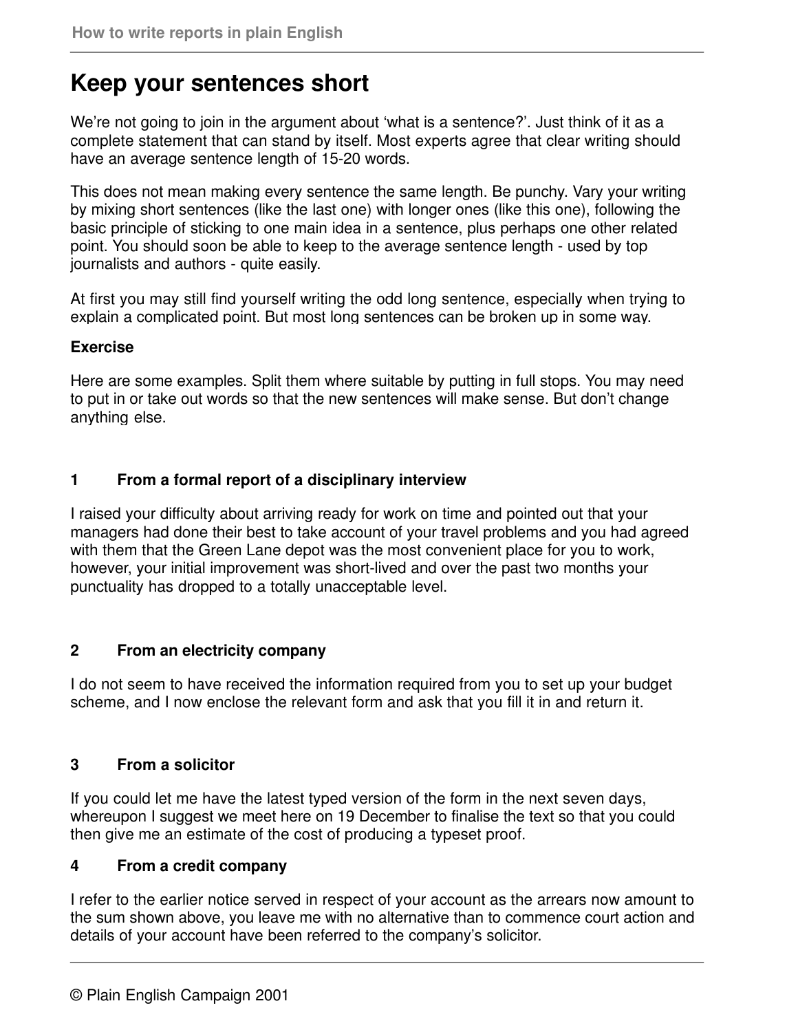# Keep your sentences short

We're not going to join in the argument about 'what is a sentence?'. Just think of it as a complete statement that can stand by itself. Most experts agree that clear writing should have an average sentence length of 15-20 words.

This does not mean making every sentence the same length. Be punchy. Vary your writing by mixing short sentences (like the last one) with longer ones (like this one), following the basic principle of sticking to one main idea in a sentence, plus perhaps one other related point. You should soon be able to keep to the average sentence length - used by top journalists and authors - quite easily.

At first you may still find yourself writing the odd long sentence, especially when trying to explain a complicated point. But most long sentences can be broken up in some way.

**Exercise**

Here are some examples. Split them where suitable by putting in full stops. You may need to put in or take out words so that the new sentences will make sense. But don't change anything else.

### 1 From a formal report of a disciplinary interview

I raised your difficulty about arriving ready for work on time and pointed out that your managers had done their best to take account of your travel problems and you had agreed with them that the Green Lane depot was the most convenient place for you to work, however, your initial improvement was short-lived and over the past two months your punctuality has dropped to a totally unacceptable level.

### 2 From an electricity company

I do not seem to have received the information required from you to set up your budget scheme, and I now enclose the relevant form and ask that you fill it in and return it.

### 3 From a solicitor

If you could let me have the latest typed version of the form in the next seven days, whereupon I suggest we meet here on 19 December to finalise the text so that you could then give me an estimate of the cost of producing a typeset proof.

### 4 From a credit company

I refer to the earlier notice served in respect of your account as the arrears now amount to the sum shown above, you leave me with no alternative than to commence court action and details of your account have been referred to the company's solicitor.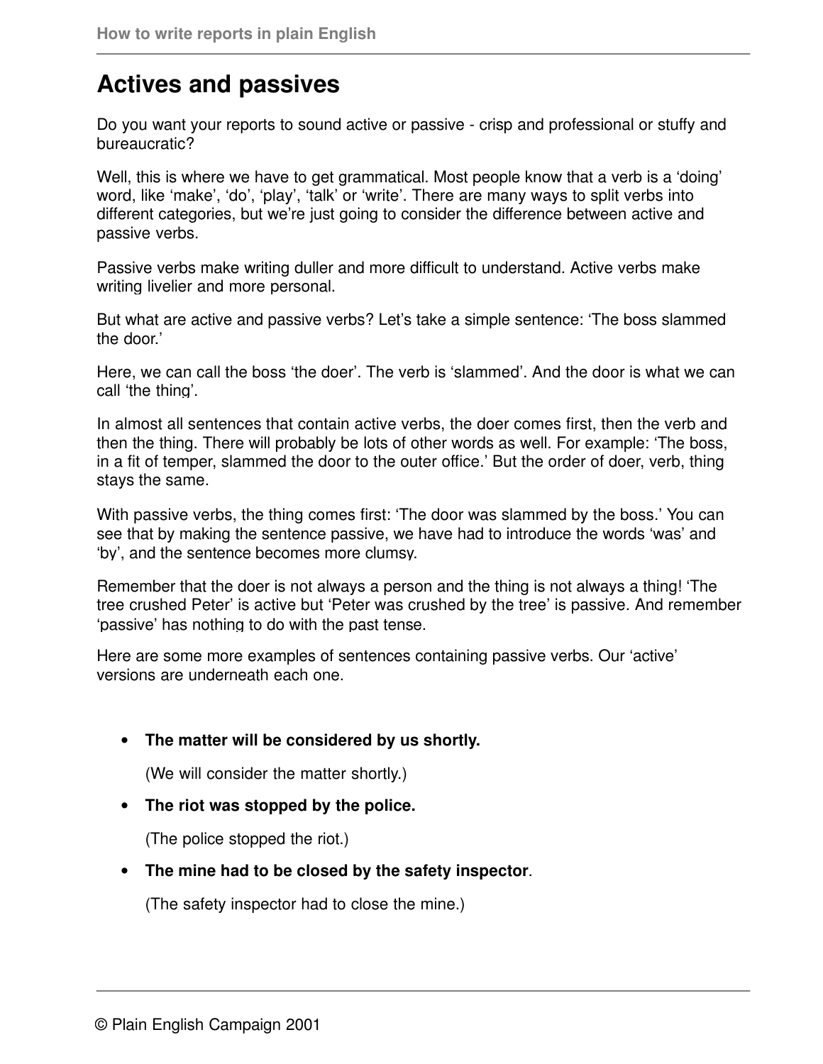## Actives and passives

Do you want your reports to sound active or passive - crisp and professional or stuffy and bureaucratic?

Well, this is where we have to get grammatical. Most people know that a verb is a ‘doing’ word, like ‘make’, ‘do’, ‘play’, ‘talk’ or ‘write’. There are many ways to split verbs into different categories, but we’re just going to consider the difference between active and passive verbs.

Passive verbs make writing duller and more difficult to understand. Active verbs make writing livelier and more personal.

But what are active and passive verbs? Let’s take a simple sentence: ‘The boss slammed the door.’

Here, we can call the boss ‘the doer’. The verb is ‘slammed’. And the door is what we can call ‘the thing’.

In almost all sentences that contain active verbs, the doer comes first, then the verb and then the thing. There will probably be lots of other words as well. For example: ‘The boss, in a fit of temper, slammed the door to the outer office.’ But the order of doer, verb, thing stays the same.

With passive verbs, the thing comes first: ‘The door was slammed by the boss.’ You can see that by making the sentence passive, we have had to introduce the words ‘was’ and ‘by’, and the sentence becomes more clumsy.

Remember that the doer is not always a person and the thing is not always a thing! ‘The tree crushed Peter’ is active but ‘Peter was crushed by the tree’ is passive. And remember ‘passive’ has nothing to do with the past tense.

Here are some more examples of sentences containing passive verbs. Our ‘active’ versions are underneath each one.

- **The matter will be considered by us shortly.**

  (We will consider the matter shortly.)

- **The riot was stopped by the police.**

  (The police stopped the riot.)

- **The mine had to be closed by the safety inspector**.

  (The safety inspector had to close the mine.)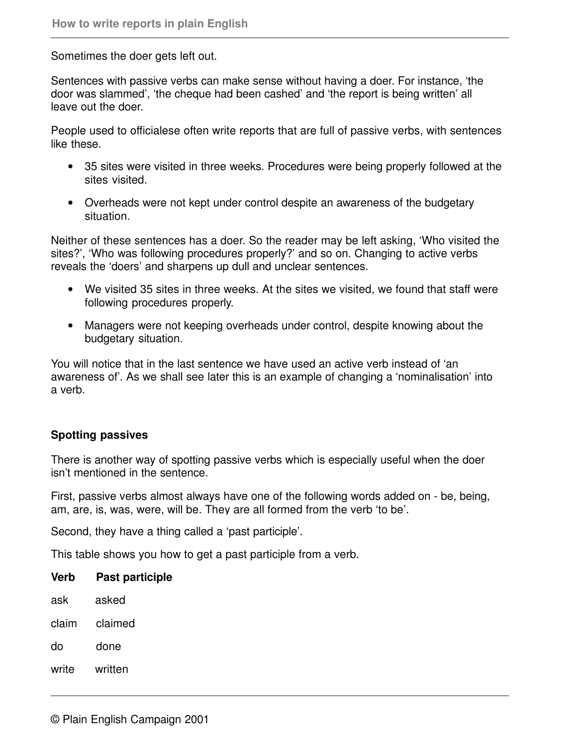Sometimes the doer gets left out.

Sentences with passive verbs can make sense without having a doer. For instance, 'the door was slammed', 'the cheque had been cashed' and 'the report is being written' all leave out the doer.

People used to officialese often write reports that are full of passive verbs, with sentences like these.

- 35 sites were visited in three weeks. Procedures were being properly followed at the sites visited.
- Overheads were not kept under control despite an awareness of the budgetary situation.

Neither of these sentences has a doer. So the reader may be left asking, 'Who visited the sites?', 'Who was following procedures properly?' and so on. Changing to active verbs reveals the 'doers' and sharpens up dull and unclear sentences.

- We visited 35 sites in three weeks. At the sites we visited, we found that staff were following procedures properly.
- Managers were not keeping overheads under control, despite knowing about the budgetary situation.

You will notice that in the last sentence we have used an active verb instead of 'an awareness of'. As we shall see later this is an example of changing a 'nominalisation' into a verb.

### Spotting passives

There is another way of spotting passive verbs which is especially useful when the doer isn't mentioned in the sentence.

First, passive verbs almost always have one of the following words added on - be, being, am, are, is, was, were, will be. They are all formed from the verb 'to be'.

Second, they have a thing called a 'past participle'.

This table shows you how to get a past participle from a verb.

| Verb | Past participle |
|---|---|
| ask | asked |
| claim | claimed |
| do | done |
| write | written |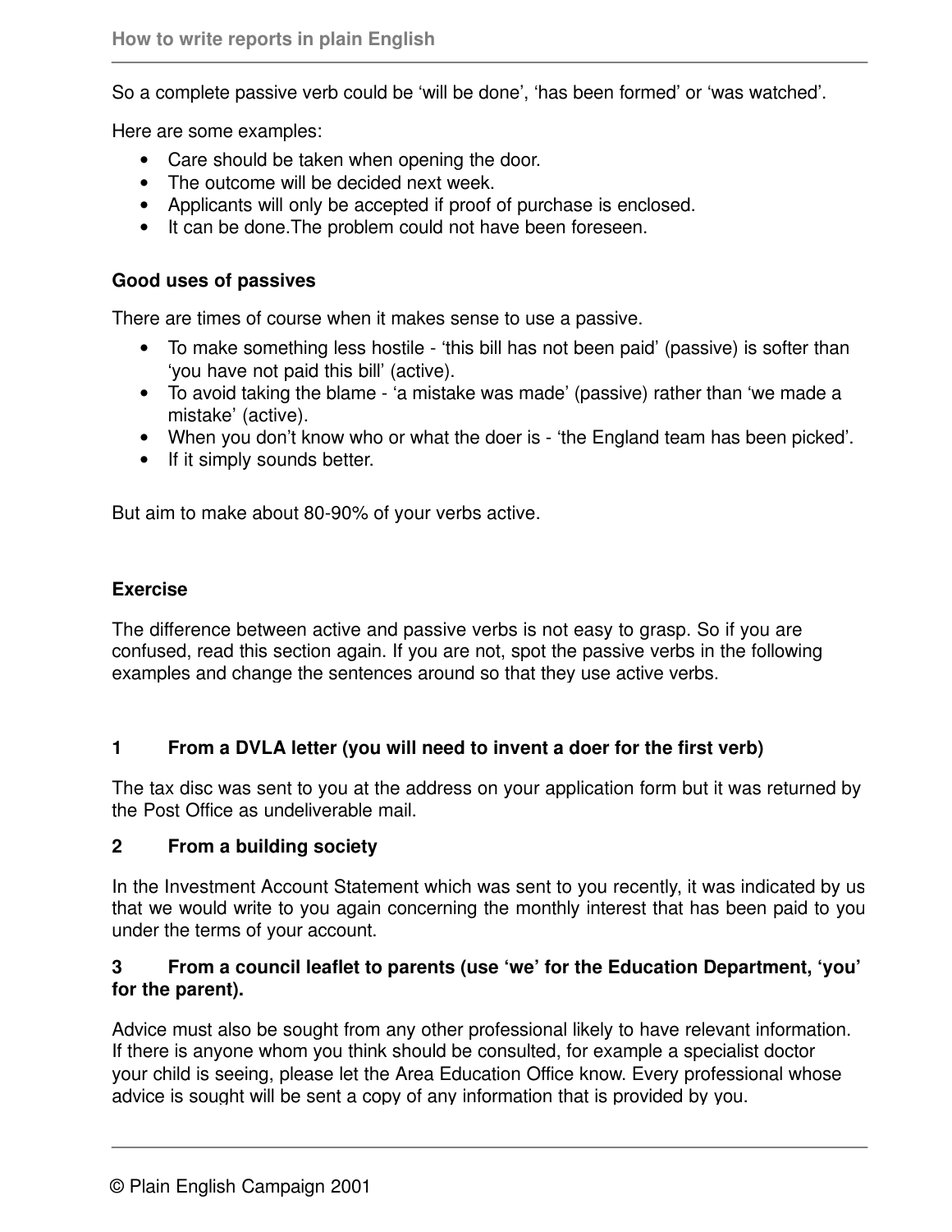So a complete passive verb could be 'will be done', 'has been formed' or 'was watched'.

Here are some examples:

- Care should be taken when opening the door.
- The outcome will be decided next week.
- Applicants will only be accepted if proof of purchase is enclosed.
- It can be done.The problem could not have been foreseen.

**Good uses of passives**

There are times of course when it makes sense to use a passive.

- To make something less hostile - 'this bill has not been paid' (passive) is softer than 'you have not paid this bill' (active).
- To avoid taking the blame - 'a mistake was made' (passive) rather than 'we made a mistake' (active).
- When you don't know who or what the doer is - 'the England team has been picked'.
- If it simply sounds better.

But aim to make about 80-90% of your verbs active.

**Exercise**

The difference between active and passive verbs is not easy to grasp. So if you are confused, read this section again. If you are not, spot the passive verbs in the following examples and change the sentences around so that they use active verbs.

**1 From a DVLA letter (you will need to invent a doer for the first verb)**

The tax disc was sent to you at the address on your application form but it was returned by the Post Office as undeliverable mail.

**2 From a building society**

In the Investment Account Statement which was sent to you recently, it was indicated by us that we would write to you again concerning the monthly interest that has been paid to you under the terms of your account.

**3 From a council leaflet to parents (use 'we' for the Education Department, 'you' for the parent).**

Advice must also be sought from any other professional likely to have relevant information. If there is anyone whom you think should be consulted, for example a specialist doctor your child is seeing, please let the Area Education Office know. Every professional whose advice is sought will be sent a copy of any information that is provided by you.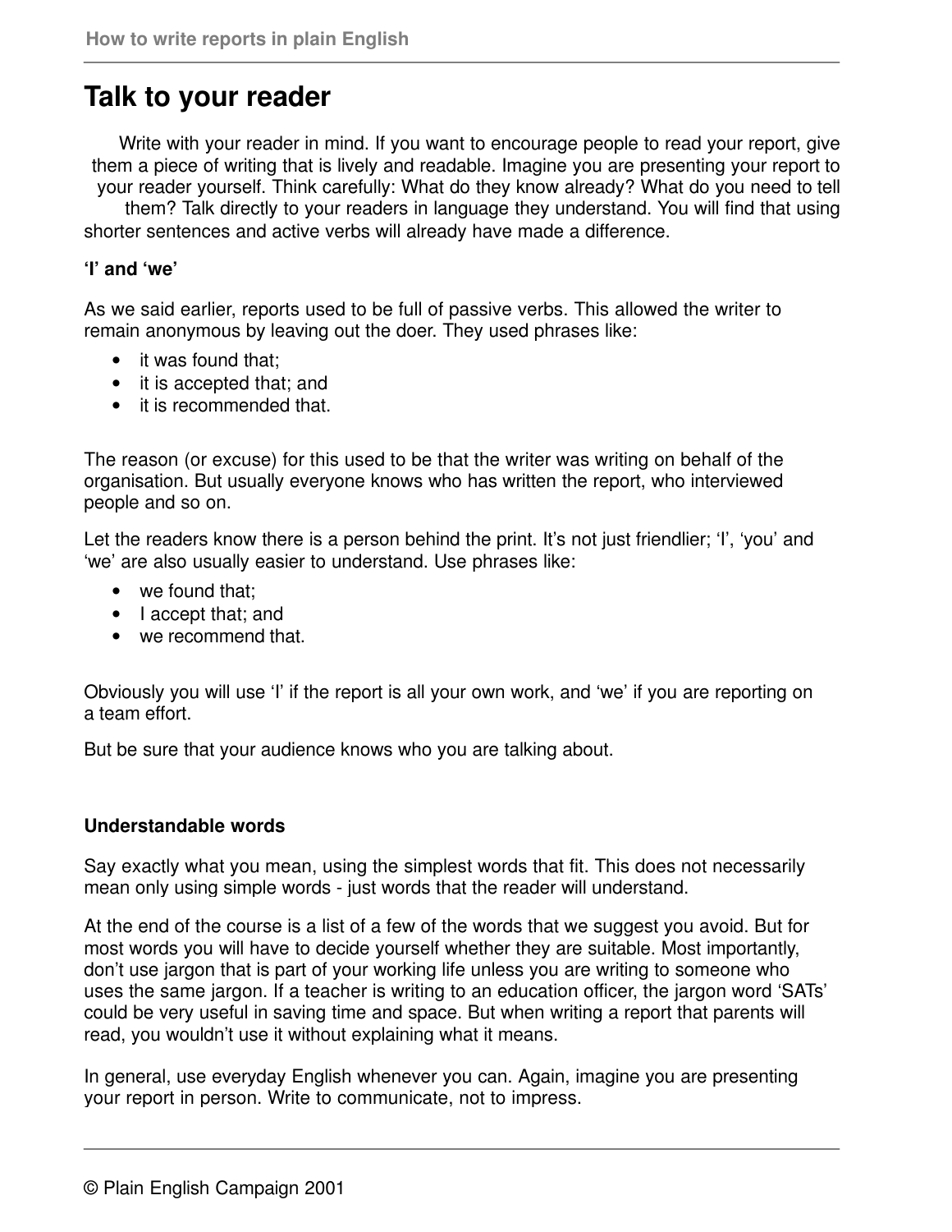# Talk to your reader

Write with your reader in mind. If you want to encourage people to read your report, give them a piece of writing that is lively and readable. Imagine you are presenting your report to your reader yourself. Think carefully: What do they know already? What do you need to tell them? Talk directly to your readers in language they understand. You will find that using shorter sentences and active verbs will already have made a difference.

**'I' and 'we'**

As we said earlier, reports used to be full of passive verbs. This allowed the writer to remain anonymous by leaving out the doer. They used phrases like:

- it was found that;
- it is accepted that; and
- it is recommended that.

The reason (or excuse) for this used to be that the writer was writing on behalf of the organisation. But usually everyone knows who has written the report, who interviewed people and so on.

Let the readers know there is a person behind the print. It's not just friendlier; 'I', 'you' and 'we' are also usually easier to understand. Use phrases like:

- we found that;
- I accept that; and
- we recommend that.

Obviously you will use 'I' if the report is all your own work, and 'we' if you are reporting on a team effort.

But be sure that your audience knows who you are talking about.

**Understandable words**

Say exactly what you mean, using the simplest words that fit. This does not necessarily mean only using simple words - just words that the reader will understand.

At the end of the course is a list of a few of the words that we suggest you avoid. But for most words you will have to decide yourself whether they are suitable. Most importantly, don't use jargon that is part of your working life unless you are writing to someone who uses the same jargon. If a teacher is writing to an education officer, the jargon word 'SATs' could be very useful in saving time and space. But when writing a report that parents will read, you wouldn't use it without explaining what it means.

In general, use everyday English whenever you can. Again, imagine you are presenting your report in person. Write to communicate, not to impress.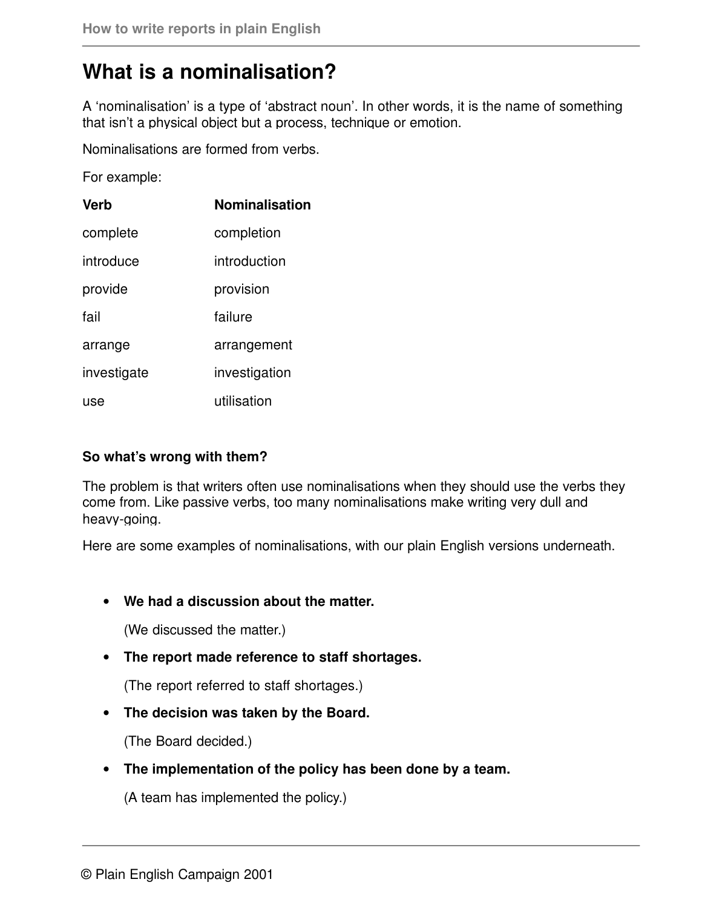# What is a nominalisation?

A 'nominalisation' is a type of 'abstract noun'. In other words, it is the name of something that isn't a physical object but a process, technique or emotion.

Nominalisations are formed from verbs.

For example:

| Verb | Nominalisation |
|---|---|
| complete | completion |
| introduce | introduction |
| provide | provision |
| fail | failure |
| arrange | arrangement |
| investigate | investigation |
| use | utilisation |

**So what's wrong with them?**

The problem is that writers often use nominalisations when they should use the verbs they come from. Like passive verbs, too many nominalisations make writing very dull and heavy-going.

Here are some examples of nominalisations, with our plain English versions underneath.

- **We had a discussion about the matter.**

  (We discussed the matter.)

- **The report made reference to staff shortages.**

  (The report referred to staff shortages.)

- **The decision was taken by the Board.**

  (The Board decided.)

- **The implementation of the policy has been done by a team.**

  (A team has implemented the policy.)

© Plain English Campaign 2001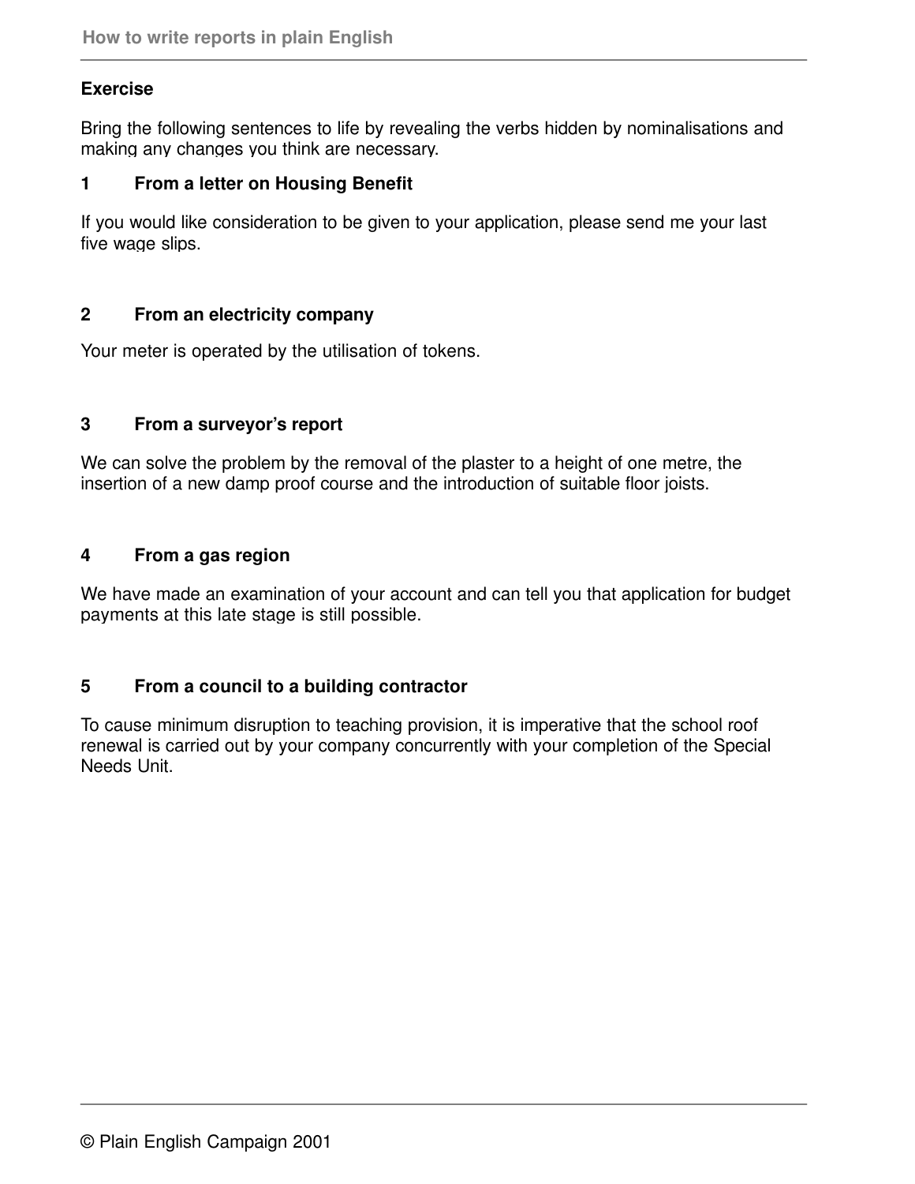## Exercise

Bring the following sentences to life by revealing the verbs hidden by nominalisations and making any changes you think are necessary.

### 1 From a letter on Housing Benefit

If you would like consideration to be given to your application, please send me your last five wage slips.

### 2 From an electricity company

Your meter is operated by the utilisation of tokens.

### 3 From a surveyor's report

We can solve the problem by the removal of the plaster to a height of one metre, the insertion of a new damp proof course and the introduction of suitable floor joists.

### 4 From a gas region

We have made an examination of your account and can tell you that application for budget payments at this late stage is still possible.

### 5 From a council to a building contractor

To cause minimum disruption to teaching provision, it is imperative that the school roof renewal is carried out by your company concurrently with your completion of the Special Needs Unit.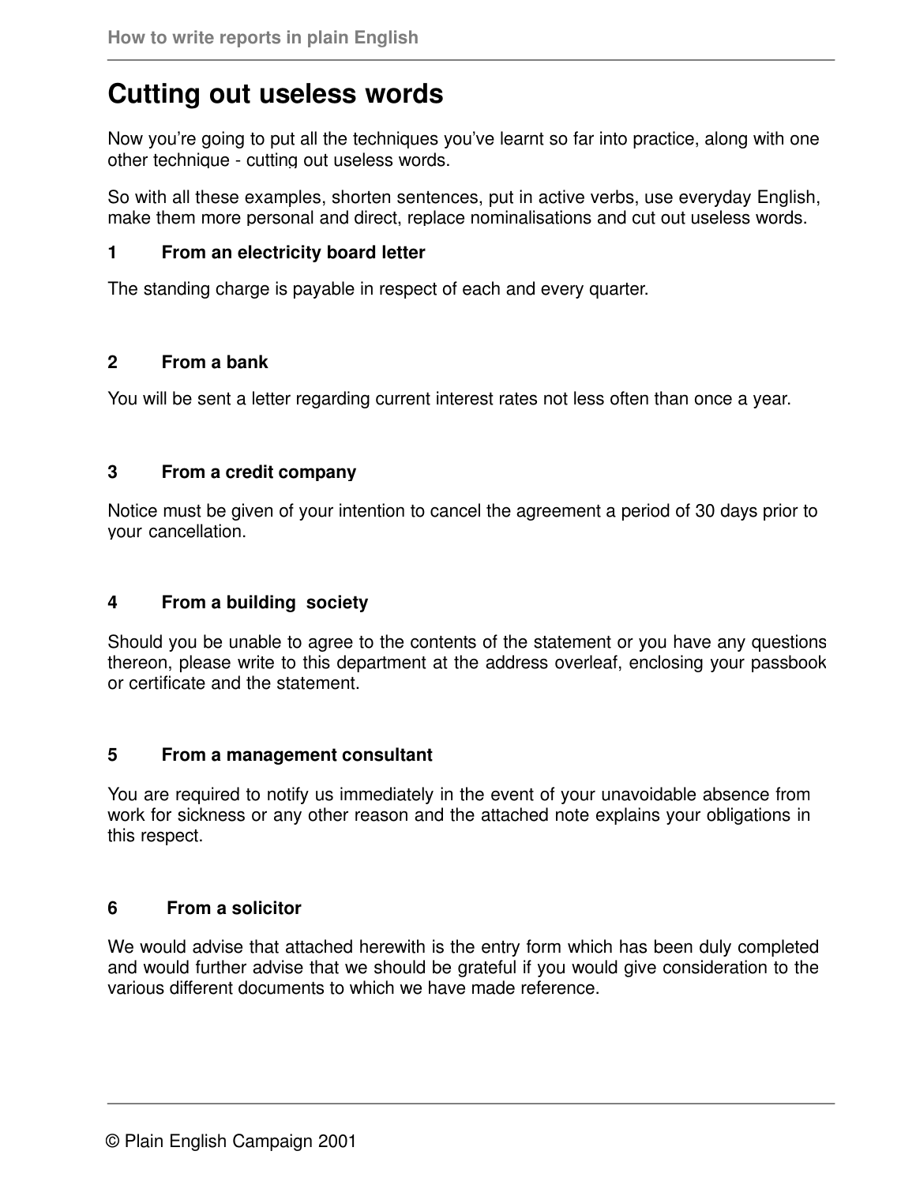# Cutting out useless words

Now you're going to put all the techniques you've learnt so far into practice, along with one other technique - cutting out useless words.

So with all these examples, shorten sentences, put in active verbs, use everyday English, make them more personal and direct, replace nominalisations and cut out useless words.

### 1 From an electricity board letter

The standing charge is payable in respect of each and every quarter.

### 2 From a bank

You will be sent a letter regarding current interest rates not less often than once a year.

### 3 From a credit company

Notice must be given of your intention to cancel the agreement a period of 30 days prior to your cancellation.

### 4 From a building society

Should you be unable to agree to the contents of the statement or you have any questions thereon, please write to this department at the address overleaf, enclosing your passbook or certificate and the statement.

### 5 From a management consultant

You are required to notify us immediately in the event of your unavoidable absence from work for sickness or any other reason and the attached note explains your obligations in this respect.

### 6 From a solicitor

We would advise that attached herewith is the entry form which has been duly completed and would further advise that we should be grateful if you would give consideration to the various different documents to which we have made reference.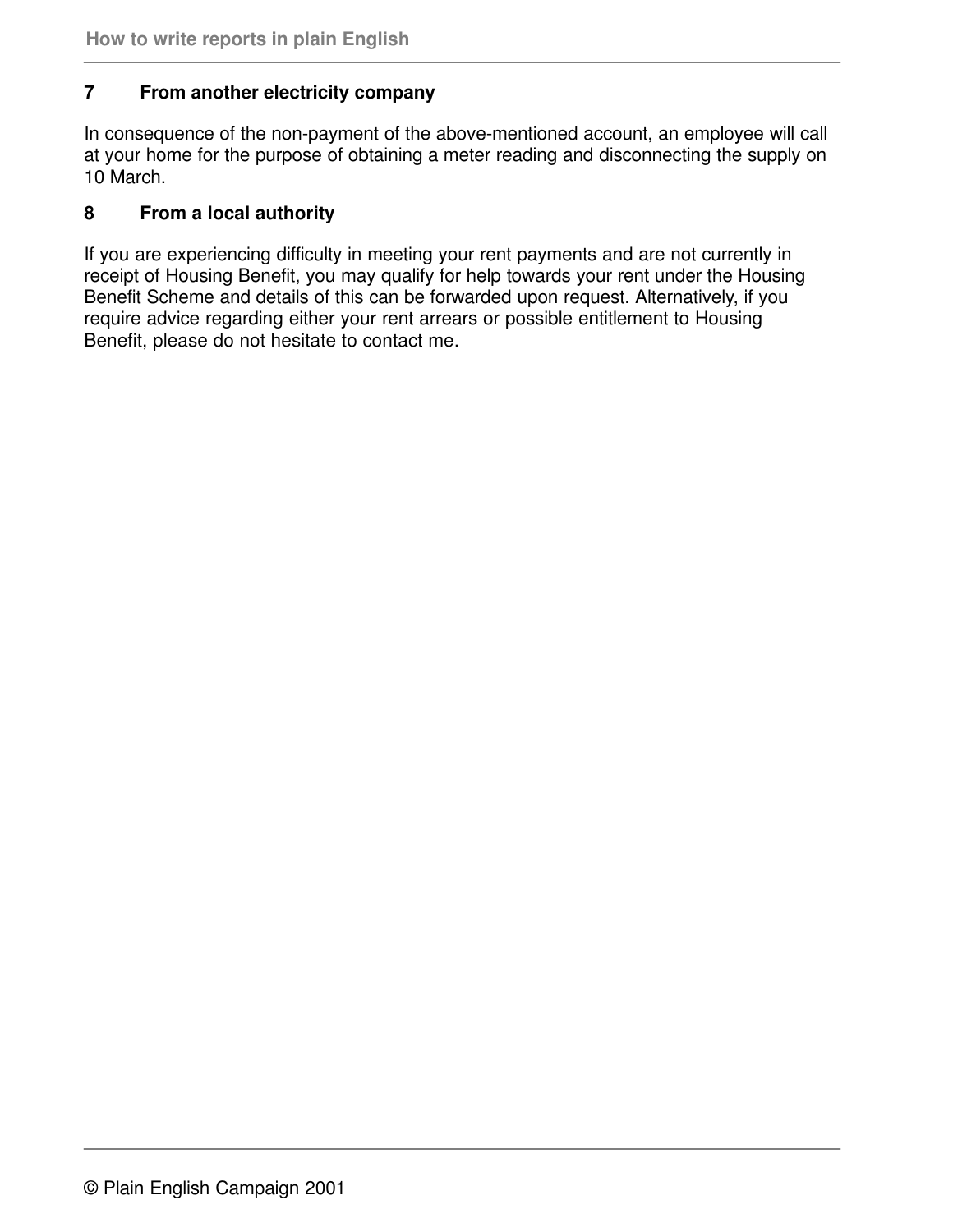### 7 From another electricity company

In consequence of the non-payment of the above-mentioned account, an employee will call at your home for the purpose of obtaining a meter reading and disconnecting the supply on 10 March.

### 8 From a local authority

If you are experiencing difficulty in meeting your rent payments and are not currently in receipt of Housing Benefit, you may qualify for help towards your rent under the Housing Benefit Scheme and details of this can be forwarded upon request. Alternatively, if you require advice regarding either your rent arrears or possible entitlement to Housing Benefit, please do not hesitate to contact me.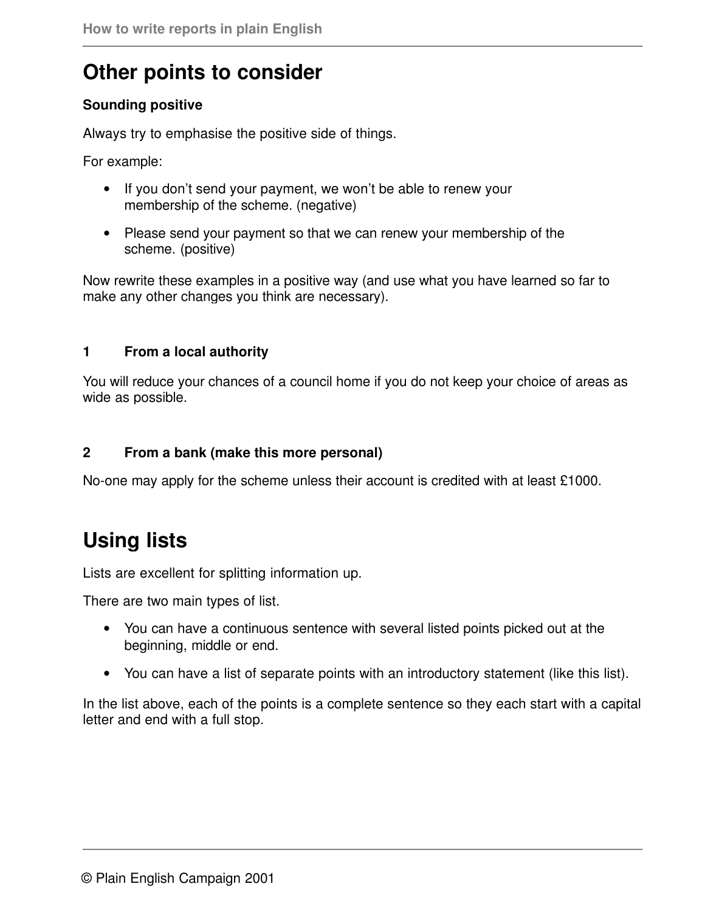# Other points to consider

**Sounding positive**

Always try to emphasise the positive side of things.

For example:

- If you don't send your payment, we won't be able to renew your membership of the scheme. (negative)
- Please send your payment so that we can renew your membership of the scheme. (positive)

Now rewrite these examples in a positive way (and use what you have learned so far to make any other changes you think are necessary).

**1 From a local authority**

You will reduce your chances of a council home if you do not keep your choice of areas as wide as possible.

**2 From a bank (make this more personal)**

No-one may apply for the scheme unless their account is credited with at least £1000.

# Using lists

Lists are excellent for splitting information up.

There are two main types of list.

- You can have a continuous sentence with several listed points picked out at the beginning, middle or end.
- You can have a list of separate points with an introductory statement (like this list).

In the list above, each of the points is a complete sentence so they each start with a capital letter and end with a full stop.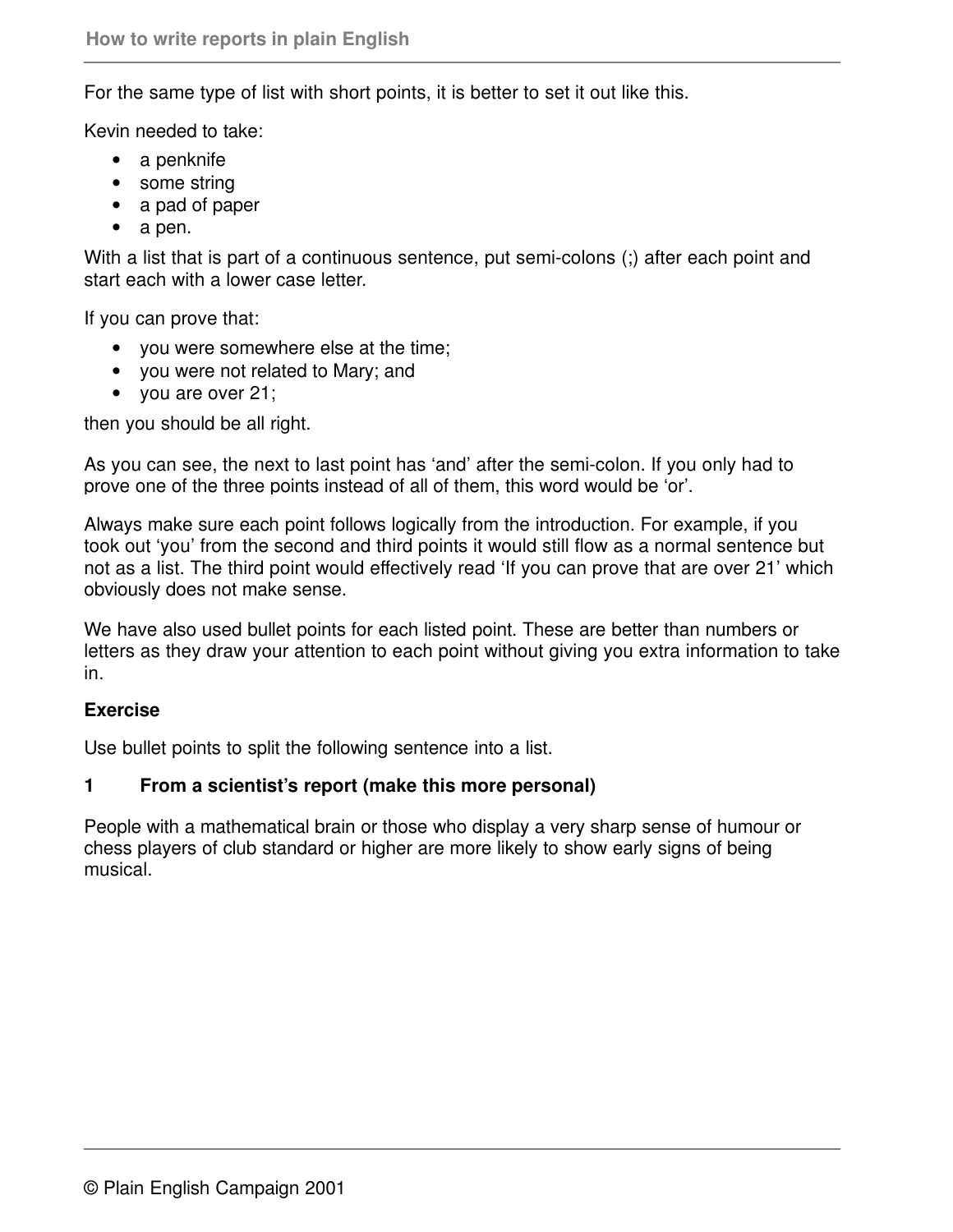For the same type of list with short points, it is better to set it out like this.

Kevin needed to take:

- a penknife
- some string
- a pad of paper
- a pen.

With a list that is part of a continuous sentence, put semi-colons (;) after each point and start each with a lower case letter.

If you can prove that:

- you were somewhere else at the time;
- you were not related to Mary; and
- you are over 21;

then you should be all right.

As you can see, the next to last point has 'and' after the semi-colon. If you only had to prove one of the three points instead of all of them, this word would be 'or'.

Always make sure each point follows logically from the introduction. For example, if you took out 'you' from the second and third points it would still flow as a normal sentence but not as a list. The third point would effectively read 'If you can prove that are over 21' which obviously does not make sense.

We have also used bullet points for each listed point. These are better than numbers or letters as they draw your attention to each point without giving you extra information to take in.

**Exercise**

Use bullet points to split the following sentence into a list.

**1 From a scientist's report (make this more personal)**

People with a mathematical brain or those who display a very sharp sense of humour or chess players of club standard or higher are more likely to show early signs of being musical.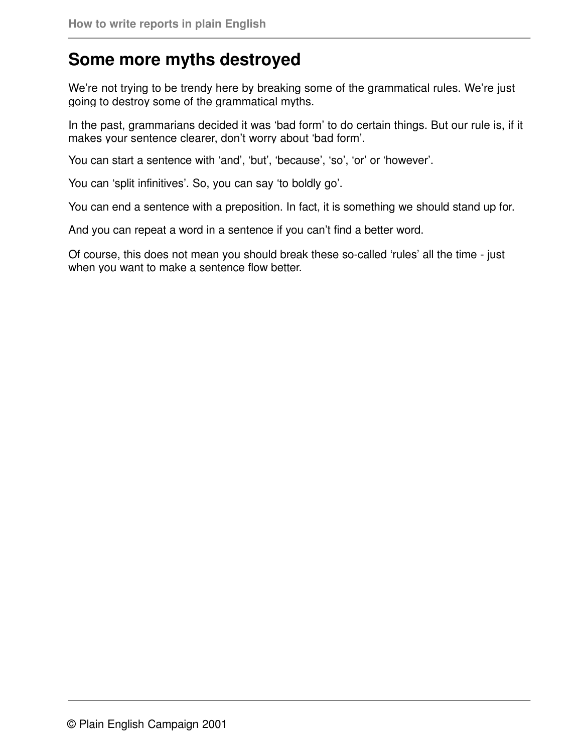# Some more myths destroyed

We're not trying to be trendy here by breaking some of the grammatical rules. We're just going to destroy some of the grammatical myths.

In the past, grammarians decided it was 'bad form' to do certain things. But our rule is, if it makes your sentence clearer, don't worry about 'bad form'.

You can start a sentence with 'and', 'but', 'because', 'so', 'or' or 'however'.

You can 'split infinitives'. So, you can say 'to boldly go'.

You can end a sentence with a preposition. In fact, it is something we should stand up for.

And you can repeat a word in a sentence if you can't find a better word.

Of course, this does not mean you should break these so-called 'rules' all the time - just when you want to make a sentence flow better.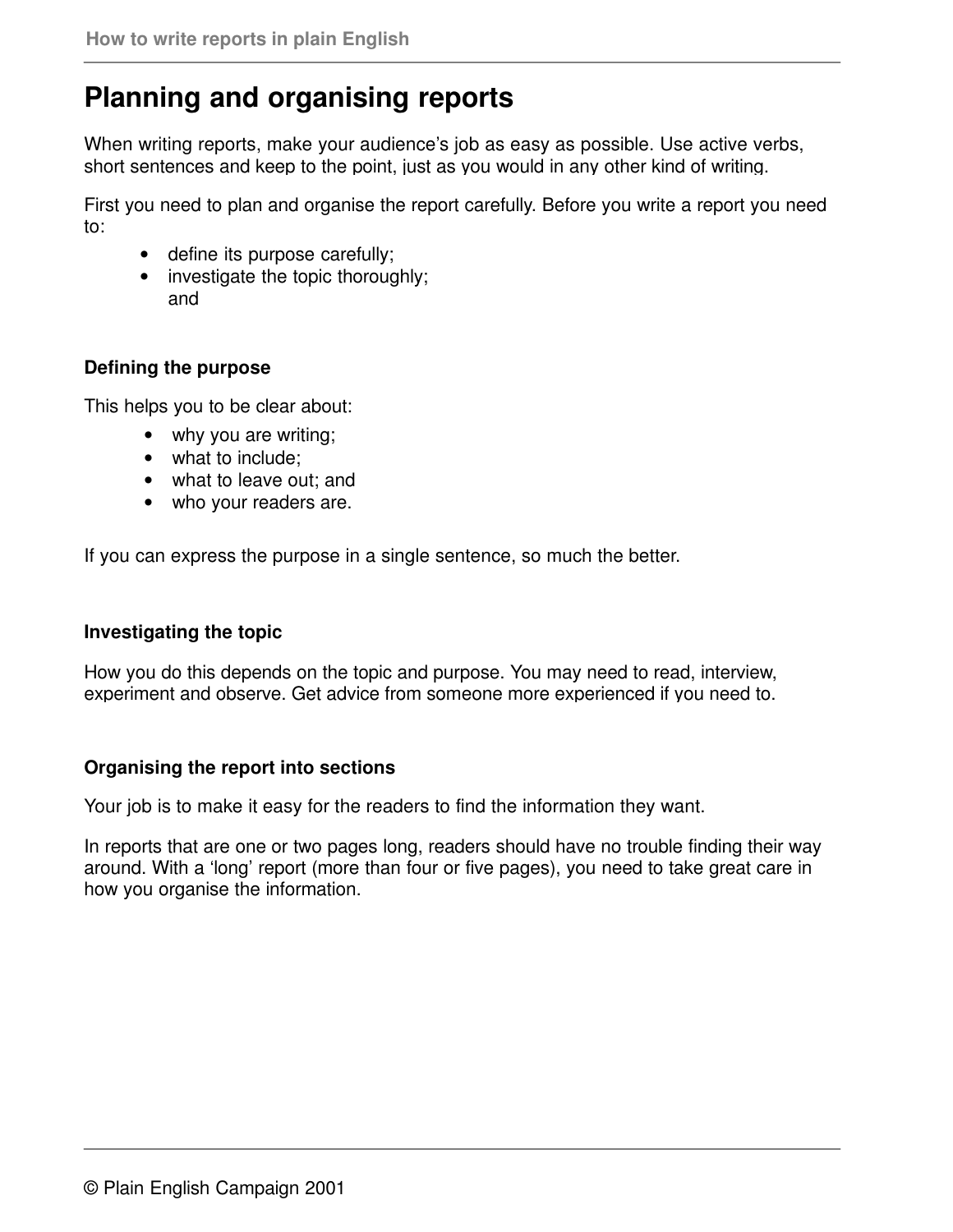# Planning and organising reports

When writing reports, make your audience's job as easy as possible. Use active verbs, short sentences and keep to the point, just as you would in any other kind of writing.

First you need to plan and organise the report carefully. Before you write a report you need to:

- define its purpose carefully;
- investigate the topic thoroughly;
  and

**Defining the purpose**

This helps you to be clear about:

- why you are writing;
- what to include;
- what to leave out; and
- who your readers are.

If you can express the purpose in a single sentence, so much the better.

**Investigating the topic**

How you do this depends on the topic and purpose. You may need to read, interview, experiment and observe. Get advice from someone more experienced if you need to.

**Organising the report into sections**

Your job is to make it easy for the readers to find the information they want.

In reports that are one or two pages long, readers should have no trouble finding their way around. With a 'long' report (more than four or five pages), you need to take great care in how you organise the information.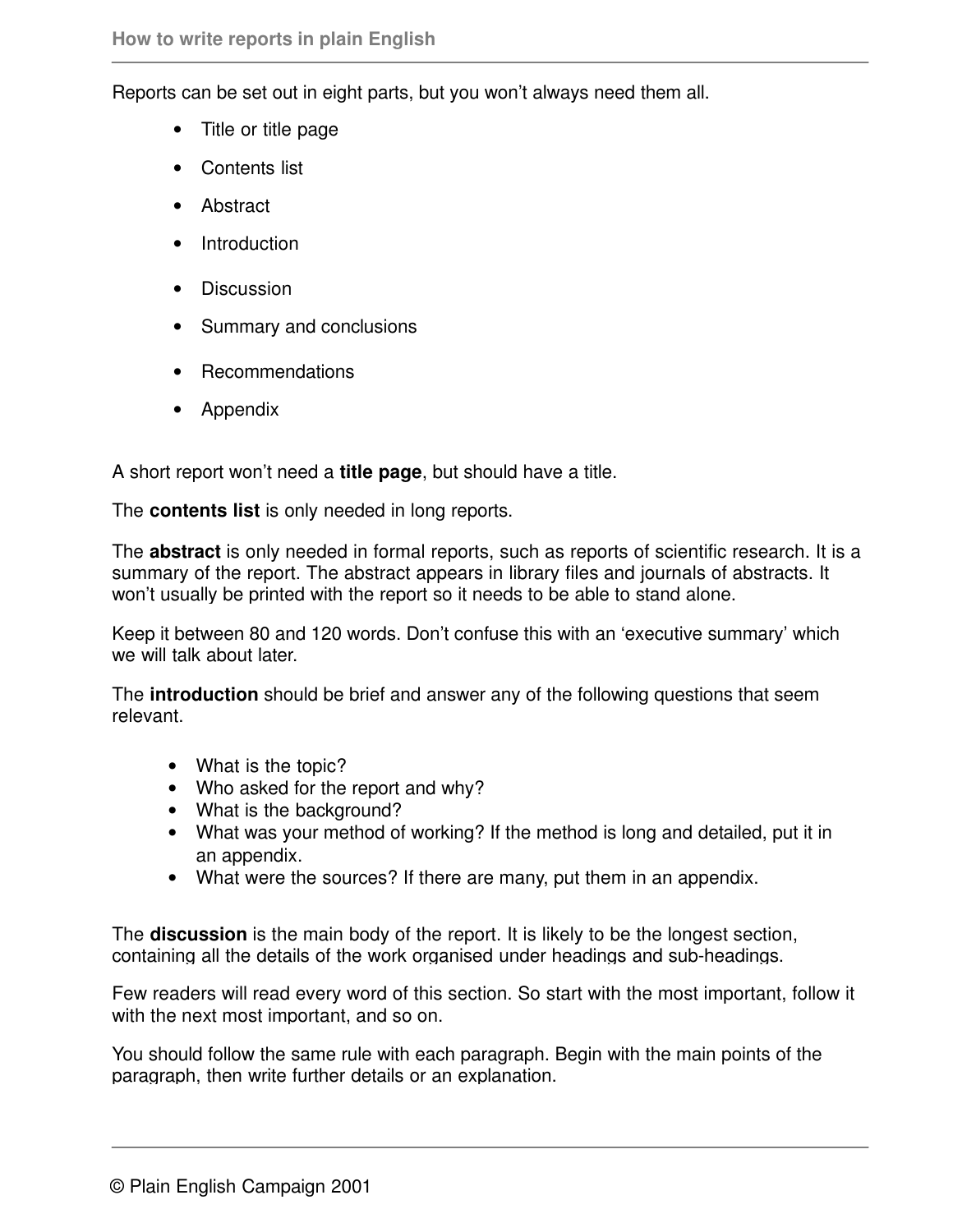Reports can be set out in eight parts, but you won't always need them all.

- Title or title page
- Contents list
- Abstract
- Introduction
- Discussion
- Summary and conclusions
- Recommendations
- Appendix

A short report won't need a **title page**, but should have a title.

The **contents list** is only needed in long reports.

The **abstract** is only needed in formal reports, such as reports of scientific research. It is a summary of the report. The abstract appears in library files and journals of abstracts. It won't usually be printed with the report so it needs to be able to stand alone.

Keep it between 80 and 120 words. Don't confuse this with an 'executive summary' which we will talk about later.

The **introduction** should be brief and answer any of the following questions that seem relevant.

- What is the topic?
- Who asked for the report and why?
- What is the background?
- What was your method of working? If the method is long and detailed, put it in an appendix.
- What were the sources? If there are many, put them in an appendix.

The **discussion** is the main body of the report. It is likely to be the longest section, containing all the details of the work organised under headings and sub-headings.

Few readers will read every word of this section. So start with the most important, follow it with the next most important, and so on.

You should follow the same rule with each paragraph. Begin with the main points of the paragraph, then write further details or an explanation.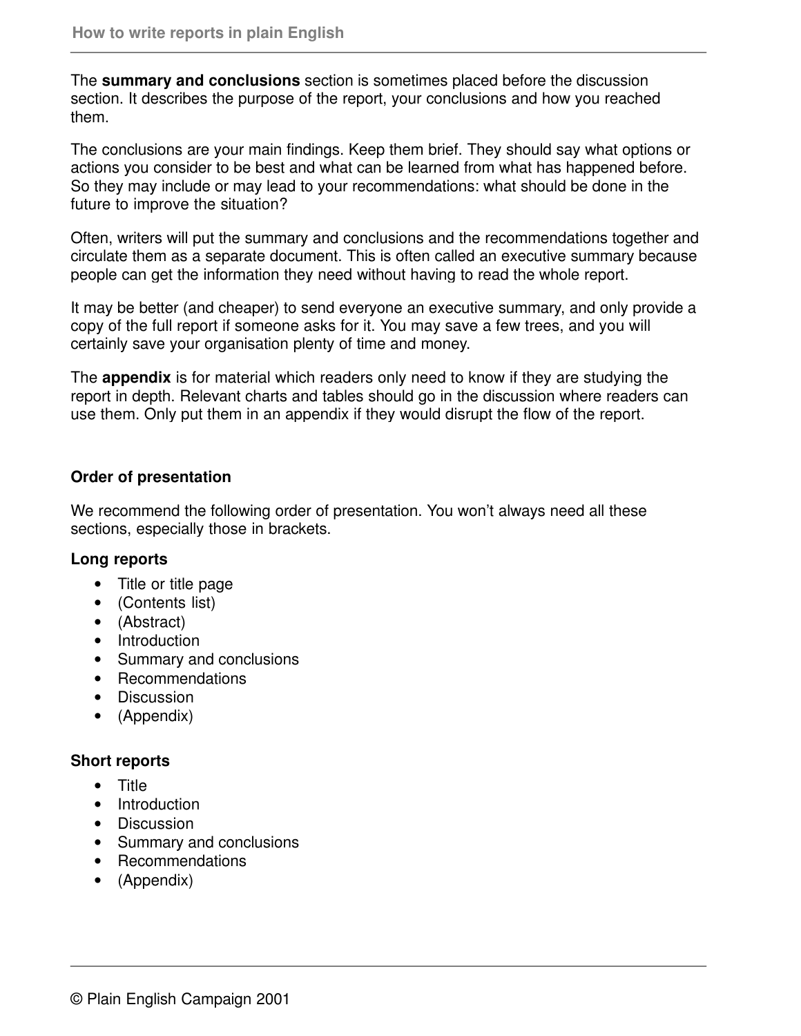The **summary and conclusions** section is sometimes placed before the discussion section. It describes the purpose of the report, your conclusions and how you reached them.

The conclusions are your main findings. Keep them brief. They should say what options or actions you consider to be best and what can be learned from what has happened before. So they may include or may lead to your recommendations: what should be done in the future to improve the situation?

Often, writers will put the summary and conclusions and the recommendations together and circulate them as a separate document. This is often called an executive summary because people can get the information they need without having to read the whole report.

It may be better (and cheaper) to send everyone an executive summary, and only provide a copy of the full report if someone asks for it. You may save a few trees, and you will certainly save your organisation plenty of time and money.

The **appendix** is for material which readers only need to know if they are studying the report in depth. Relevant charts and tables should go in the discussion where readers can use them. Only put them in an appendix if they would disrupt the flow of the report.

## Order of presentation

We recommend the following order of presentation. You won't always need all these sections, especially those in brackets.

### Long reports

- Title or title page
- (Contents list)
- (Abstract)
- Introduction
- Summary and conclusions
- Recommendations
- Discussion
- (Appendix)

### Short reports

- Title
- Introduction
- Discussion
- Summary and conclusions
- Recommendations
- (Appendix)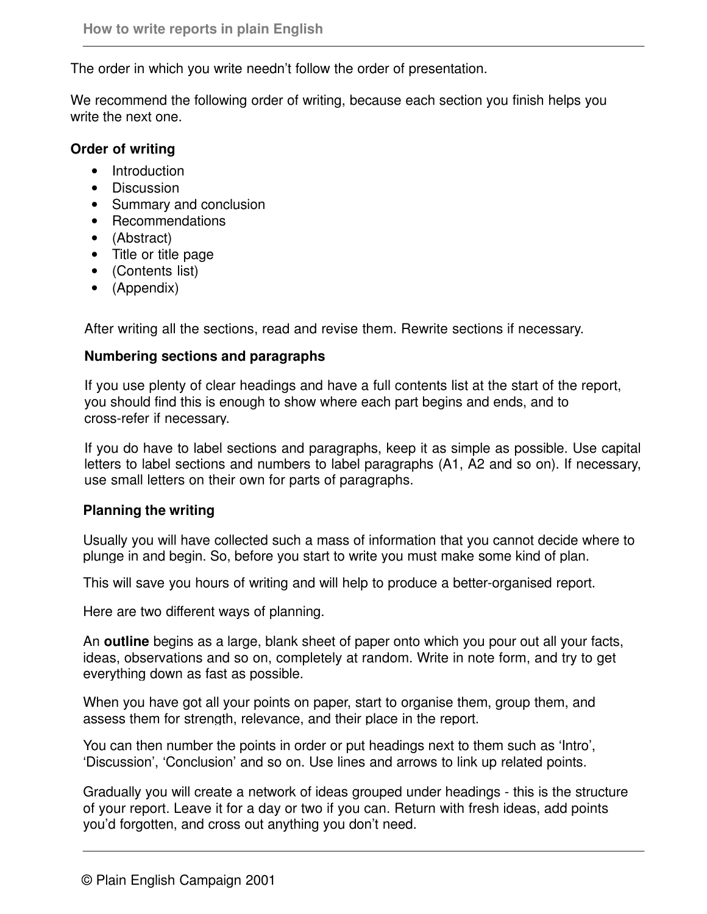The order in which you write needn't follow the order of presentation.

We recommend the following order of writing, because each section you finish helps you write the next one.

**Order of writing**

- Introduction
- Discussion
- Summary and conclusion
- Recommendations
- (Abstract)
- Title or title page
- (Contents list)
- (Appendix)

After writing all the sections, read and revise them. Rewrite sections if necessary.

**Numbering sections and paragraphs**

If you use plenty of clear headings and have a full contents list at the start of the report, you should find this is enough to show where each part begins and ends, and to cross-refer if necessary.

If you do have to label sections and paragraphs, keep it as simple as possible. Use capital letters to label sections and numbers to label paragraphs (A1, A2 and so on). If necessary, use small letters on their own for parts of paragraphs.

**Planning the writing**

Usually you will have collected such a mass of information that you cannot decide where to plunge in and begin. So, before you start to write you must make some kind of plan.

This will save you hours of writing and will help to produce a better-organised report.

Here are two different ways of planning.

An **outline** begins as a large, blank sheet of paper onto which you pour out all your facts, ideas, observations and so on, completely at random. Write in note form, and try to get everything down as fast as possible.

When you have got all your points on paper, start to organise them, group them, and assess them for strength, relevance, and their place in the report.

You can then number the points in order or put headings next to them such as 'Intro', 'Discussion', 'Conclusion' and so on. Use lines and arrows to link up related points.

Gradually you will create a network of ideas grouped under headings - this is the structure of your report. Leave it for a day or two if you can. Return with fresh ideas, add points you'd forgotten, and cross out anything you don't need.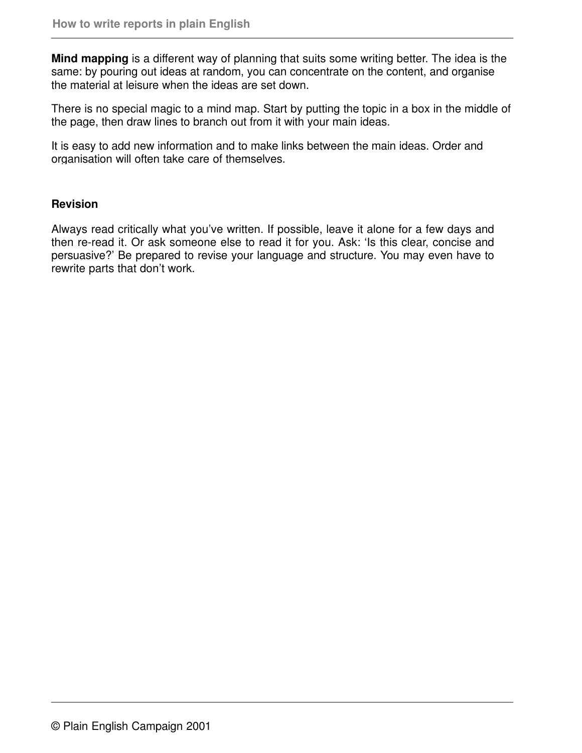**Mind mapping** is a different way of planning that suits some writing better. The idea is the same: by pouring out ideas at random, you can concentrate on the content, and organise the material at leisure when the ideas are set down.

There is no special magic to a mind map. Start by putting the topic in a box in the middle of the page, then draw lines to branch out from it with your main ideas.

It is easy to add new information and to make links between the main ideas. Order and organisation will often take care of themselves.

### Revision

Always read critically what you've written. If possible, leave it alone for a few days and then re-read it. Or ask someone else to read it for you. Ask: 'Is this clear, concise and persuasive?' Be prepared to revise your language and structure. You may even have to rewrite parts that don't work.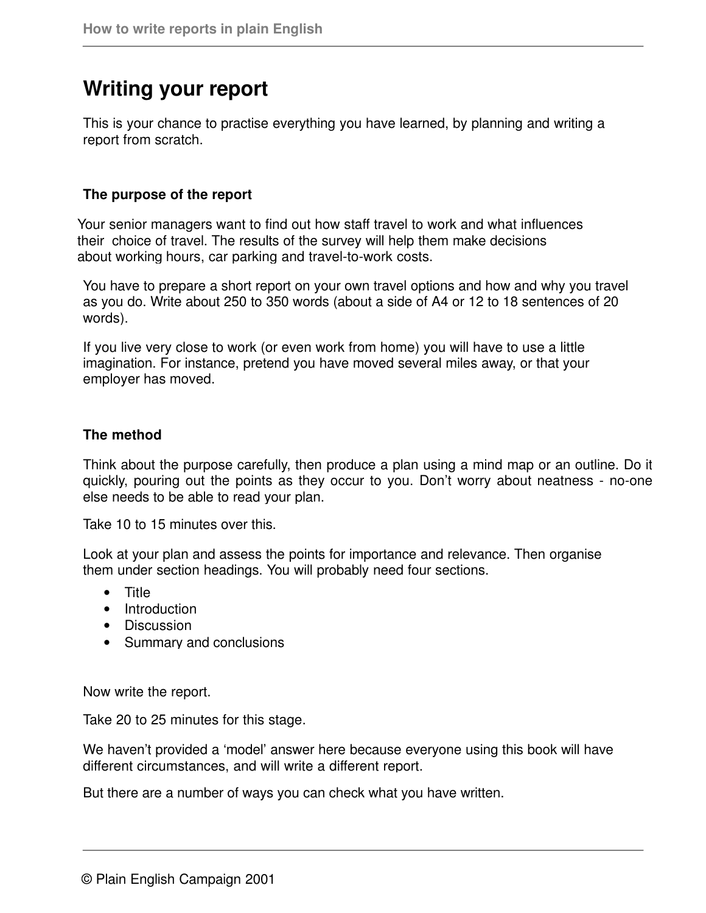## Writing your report

This is your chance to practise everything you have learned, by planning and writing a report from scratch.

### The purpose of the report

Your senior managers want to find out how staff travel to work and what influences their choice of travel. The results of the survey will help them make decisions about working hours, car parking and travel-to-work costs.

You have to prepare a short report on your own travel options and how and why you travel as you do. Write about 250 to 350 words (about a side of A4 or 12 to 18 sentences of 20 words).

If you live very close to work (or even work from home) you will have to use a little imagination. For instance, pretend you have moved several miles away, or that your employer has moved.

### The method

Think about the purpose carefully, then produce a plan using a mind map or an outline. Do it quickly, pouring out the points as they occur to you. Don't worry about neatness - no-one else needs to be able to read your plan.

Take 10 to 15 minutes over this.

Look at your plan and assess the points for importance and relevance. Then organise them under section headings. You will probably need four sections.

- Title
- Introduction
- Discussion
- Summary and conclusions

Now write the report.

Take 20 to 25 minutes for this stage.

We haven't provided a 'model' answer here because everyone using this book will have different circumstances, and will write a different report.

But there are a number of ways you can check what you have written.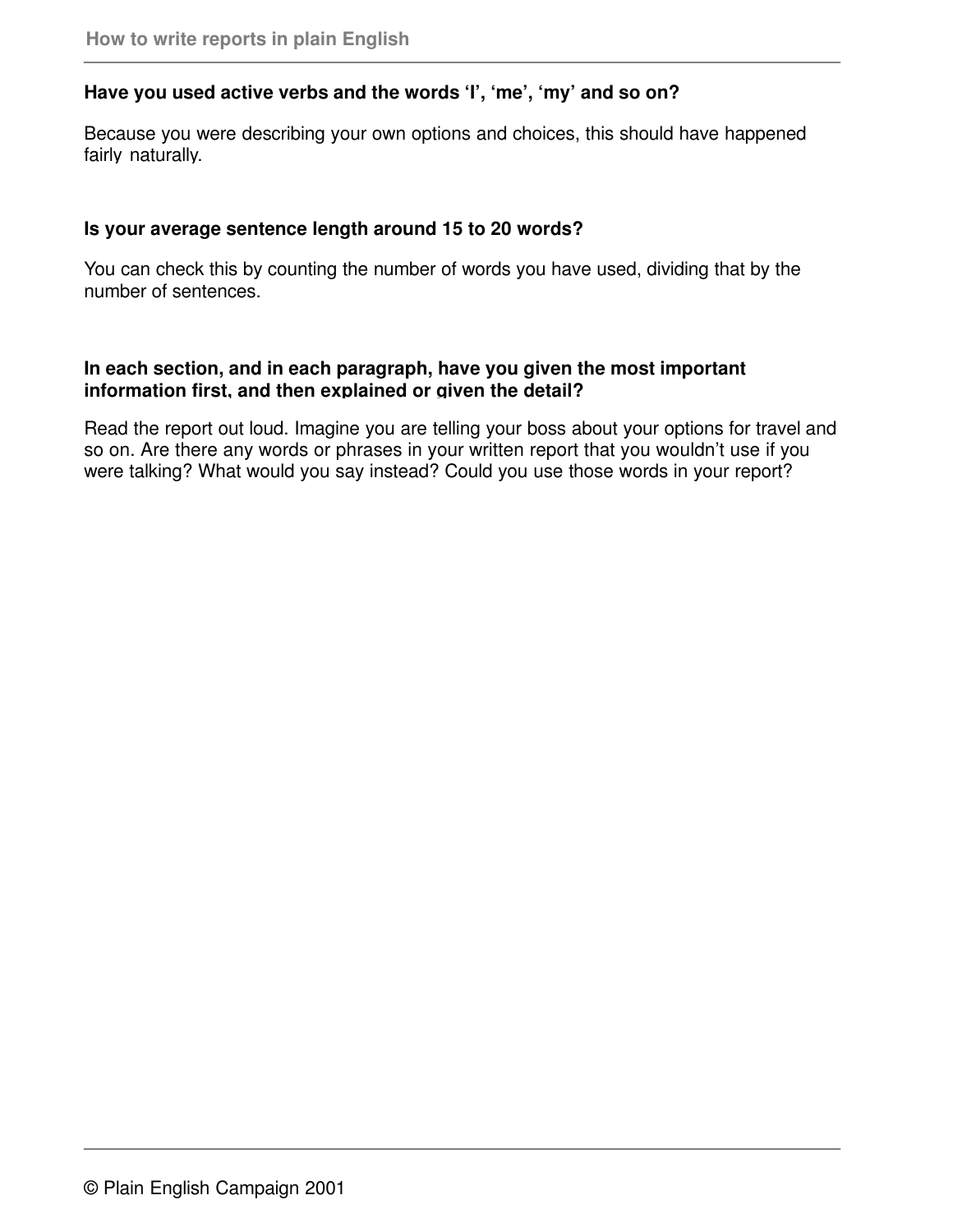**Have you used active verbs and the words ‘I’, ‘me’, ‘my’ and so on?**

Because you were describing your own options and choices, this should have happened fairly naturally.

**Is your average sentence length around 15 to 20 words?**

You can check this by counting the number of words you have used, dividing that by the number of sentences.

**In each section, and in each paragraph, have you given the most important information first, and then explained or given the detail?**

Read the report out loud. Imagine you are telling your boss about your options for travel and so on. Are there any words or phrases in your written report that you wouldn’t use if you were talking? What would you say instead? Could you use those words in your report?

© Plain English Campaign 2001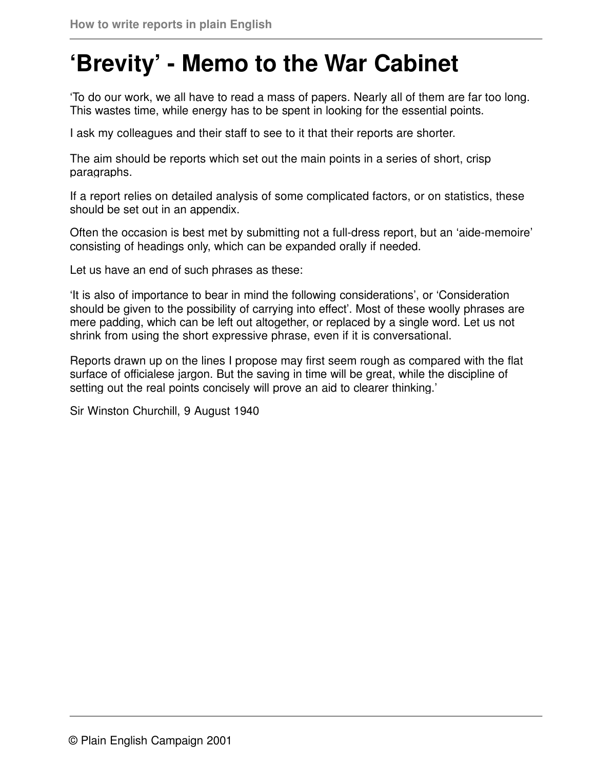# ‘Brevity’ - Memo to the War Cabinet

‘To do our work, we all have to read a mass of papers. Nearly all of them are far too long. This wastes time, while energy has to be spent in looking for the essential points.

I ask my colleagues and their staff to see to it that their reports are shorter.

The aim should be reports which set out the main points in a series of short, crisp paragraphs.

If a report relies on detailed analysis of some complicated factors, or on statistics, these should be set out in an appendix.

Often the occasion is best met by submitting not a full-dress report, but an ‘aide-memoire’ consisting of headings only, which can be expanded orally if needed.

Let us have an end of such phrases as these:

‘It is also of importance to bear in mind the following considerations’, or ‘Consideration should be given to the possibility of carrying into effect’. Most of these woolly phrases are mere padding, which can be left out altogether, or replaced by a single word. Let us not shrink from using the short expressive phrase, even if it is conversational.

Reports drawn up on the lines I propose may first seem rough as compared with the flat surface of officialese jargon. But the saving in time will be great, while the discipline of setting out the real points concisely will prove an aid to clearer thinking.’

Sir Winston Churchill, 9 August 1940

© Plain English Campaign 2001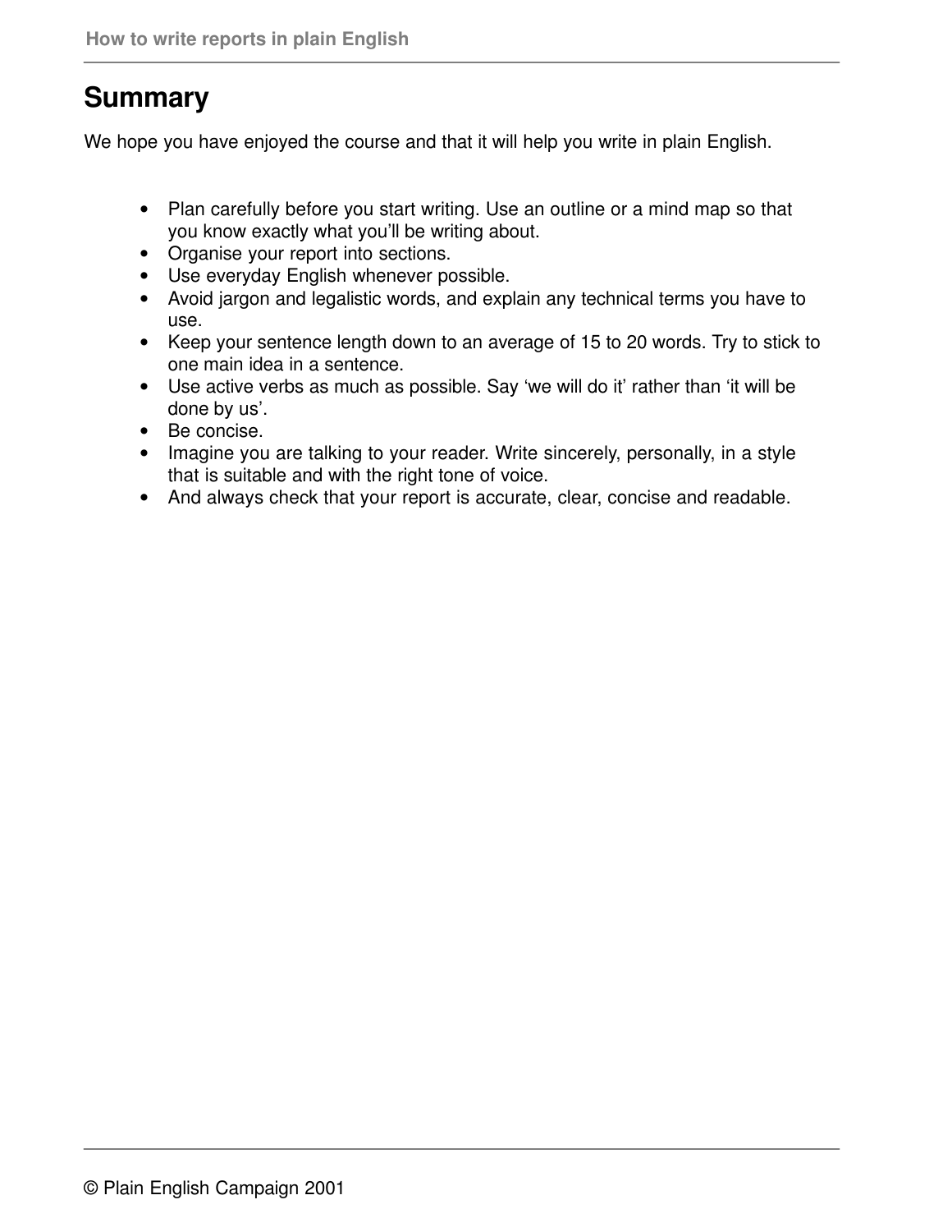# Summary

We hope you have enjoyed the course and that it will help you write in plain English.

- Plan carefully before you start writing. Use an outline or a mind map so that you know exactly what you'll be writing about.
- Organise your report into sections.
- Use everyday English whenever possible.
- Avoid jargon and legalistic words, and explain any technical terms you have to use.
- Keep your sentence length down to an average of 15 to 20 words. Try to stick to one main idea in a sentence.
- Use active verbs as much as possible. Say 'we will do it' rather than 'it will be done by us'.
- Be concise.
- Imagine you are talking to your reader. Write sincerely, personally, in a style that is suitable and with the right tone of voice.
- And always check that your report is accurate, clear, concise and readable.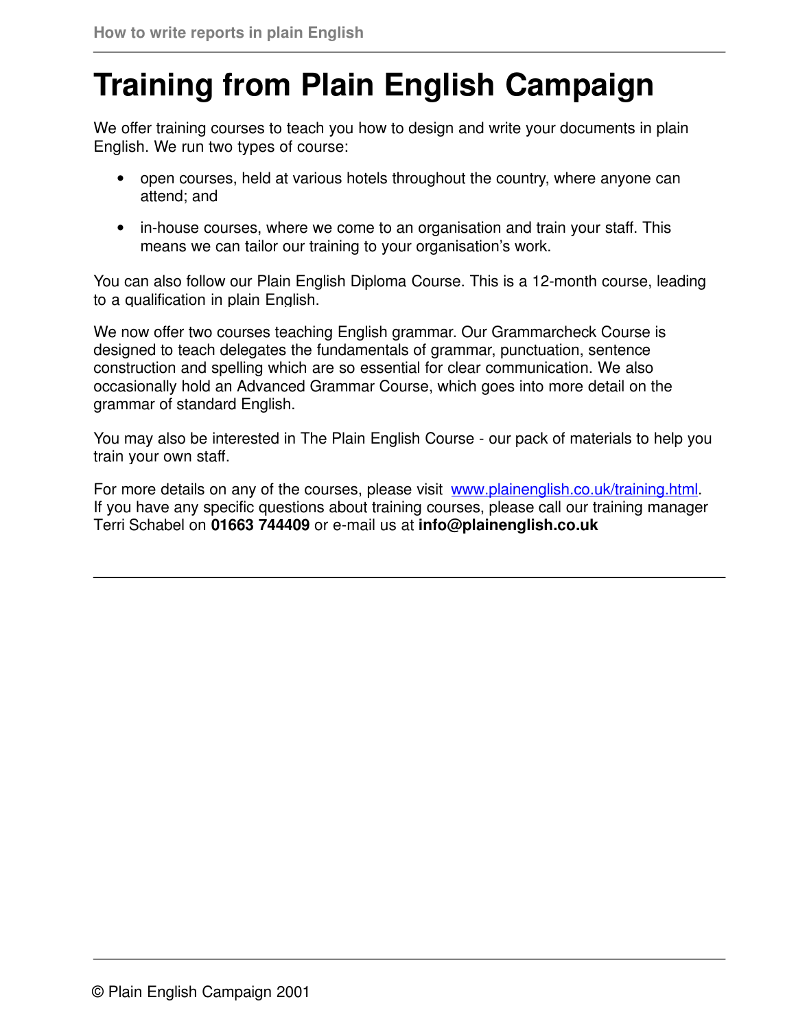# Training from Plain English Campaign

We offer training courses to teach you how to design and write your documents in plain English. We run two types of course:

- open courses, held at various hotels throughout the country, where anyone can attend; and
- in-house courses, where we come to an organisation and train your staff. This means we can tailor our training to your organisation's work.

You can also follow our Plain English Diploma Course. This is a 12-month course, leading to a qualification in plain English.

We now offer two courses teaching English grammar. Our Grammarcheck Course is designed to teach delegates the fundamentals of grammar, punctuation, sentence construction and spelling which are so essential for clear communication. We also occasionally hold an Advanced Grammar Course, which goes into more detail on the grammar of standard English.

You may also be interested in The Plain English Course - our pack of materials to help you train your own staff.

For more details on any of the courses, please visit [www.plainenglish.co.uk/training.html](http://www.plainenglish.co.uk/training.html). If you have any specific questions about training courses, please call our training manager Terri Schabel on **01663 744409** or e-mail us at **info@plainenglish.co.uk**

© Plain English Campaign 2001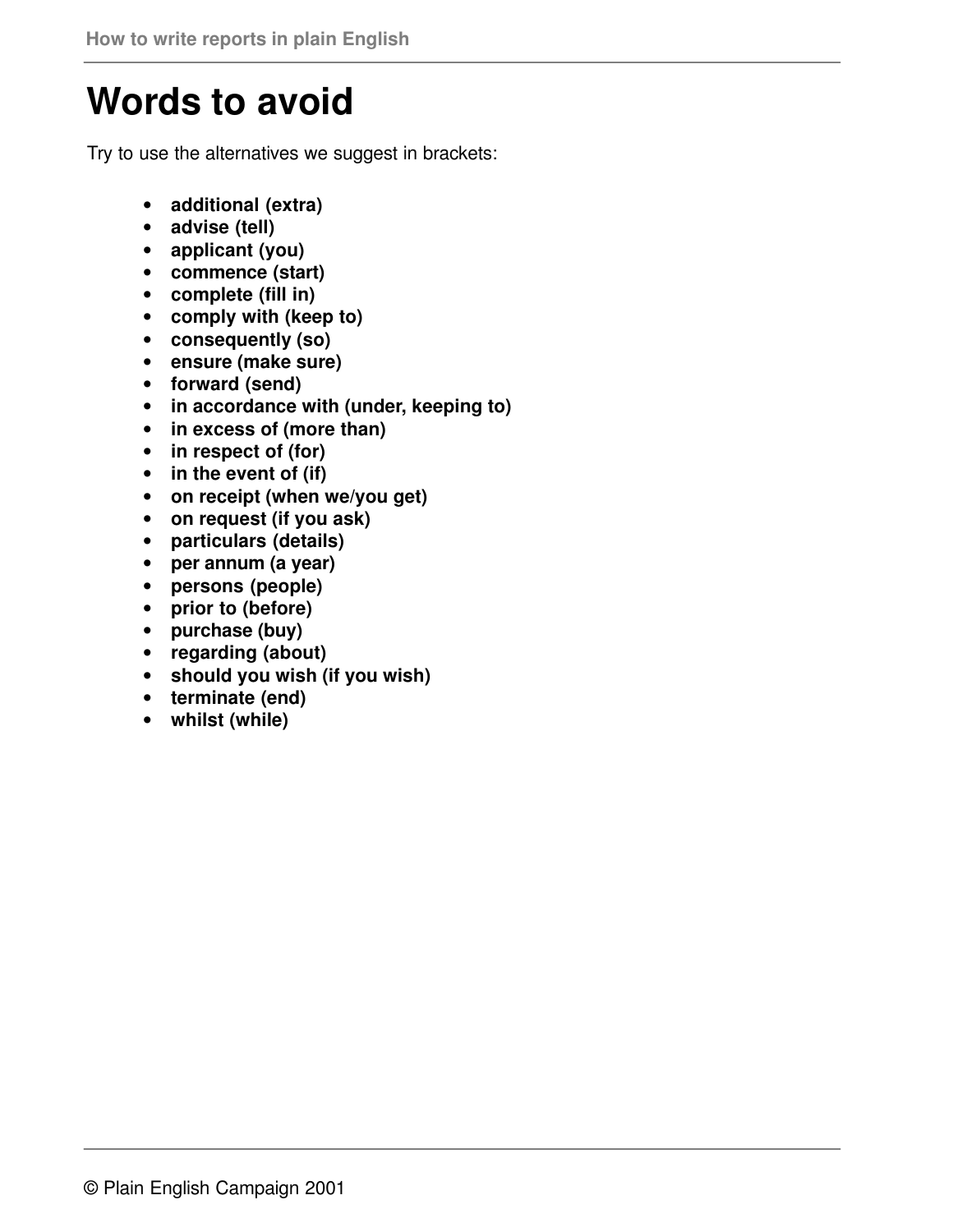# Words to avoid

Try to use the alternatives we suggest in brackets:

- **additional (extra)**
- **advise (tell)**
- **applicant (you)**
- **commence (start)**
- **complete (fill in)**
- **comply with (keep to)**
- **consequently (so)**
- **ensure (make sure)**
- **forward (send)**
- **in accordance with (under, keeping to)**
- **in excess of (more than)**
- **in respect of (for)**
- **in the event of (if)**
- **on receipt (when we/you get)**
- **on request (if you ask)**
- **particulars (details)**
- **per annum (a year)**
- **persons (people)**
- **prior to (before)**
- **purchase (buy)**
- **regarding (about)**
- **should you wish (if you wish)**
- **terminate (end)**
- **whilst (while)**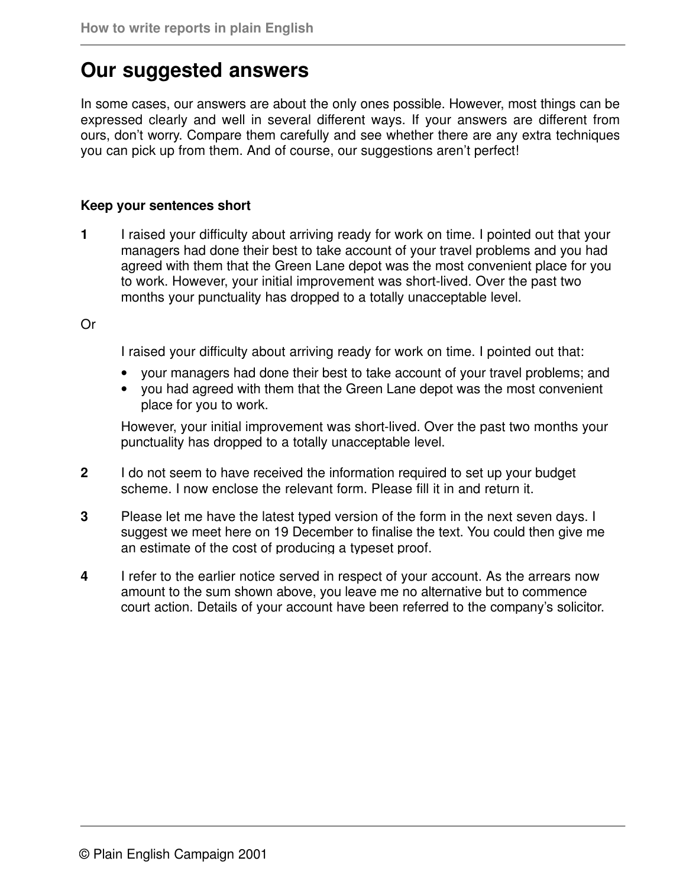# Our suggested answers

In some cases, our answers are about the only ones possible. However, most things can be expressed clearly and well in several different ways. If your answers are different from ours, don't worry. Compare them carefully and see whether there are any extra techniques you can pick up from them. And of course, our suggestions aren't perfect!

**Keep your sentences short**

**1** I raised your difficulty about arriving ready for work on time. I pointed out that your managers had done their best to take account of your travel problems and you had agreed with them that the Green Lane depot was the most convenient place for you to work. However, your initial improvement was short-lived. Over the past two months your punctuality has dropped to a totally unacceptable level.

Or

I raised your difficulty about arriving ready for work on time. I pointed out that:

- your managers had done their best to take account of your travel problems; and
- you had agreed with them that the Green Lane depot was the most convenient place for you to work.

However, your initial improvement was short-lived. Over the past two months your punctuality has dropped to a totally unacceptable level.

**2** I do not seem to have received the information required to set up your budget scheme. I now enclose the relevant form. Please fill it in and return it.

**3** Please let me have the latest typed version of the form in the next seven days. I suggest we meet here on 19 December to finalise the text. You could then give me an estimate of the cost of producing a typeset proof.

**4** I refer to the earlier notice served in respect of your account. As the arrears now amount to the sum shown above, you leave me no alternative but to commence court action. Details of your account have been referred to the company's solicitor.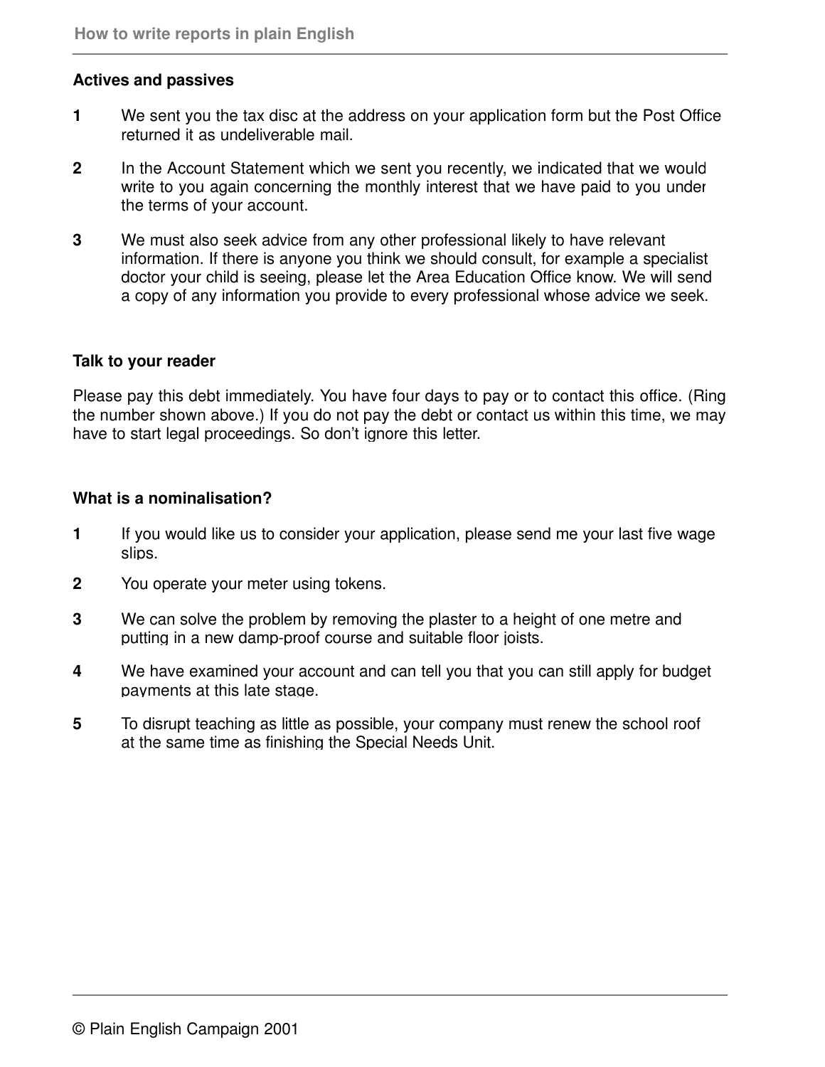### Actives and passives

1. We sent you the tax disc at the address on your application form but the Post Office returned it as undeliverable mail.

2. In the Account Statement which we sent you recently, we indicated that we would write to you again concerning the monthly interest that we have paid to you under the terms of your account.

3. We must also seek advice from any other professional likely to have relevant information. If there is anyone you think we should consult, for example a specialist doctor your child is seeing, please let the Area Education Office know. We will send a copy of any information you provide to every professional whose advice we seek.

### Talk to your reader

Please pay this debt immediately. You have four days to pay or to contact this office. (Ring the number shown above.) If you do not pay the debt or contact us within this time, we may have to start legal proceedings. So don't ignore this letter.

### What is a nominalisation?

1. If you would like us to consider your application, please send me your last five wage slips.

2. You operate your meter using tokens.

3. We can solve the problem by removing the plaster to a height of one metre and putting in a new damp-proof course and suitable floor joists.

4. We have examined your account and can tell you that you can still apply for budget payments at this late stage.

5. To disrupt teaching as little as possible, your company must renew the school roof at the same time as finishing the Special Needs Unit.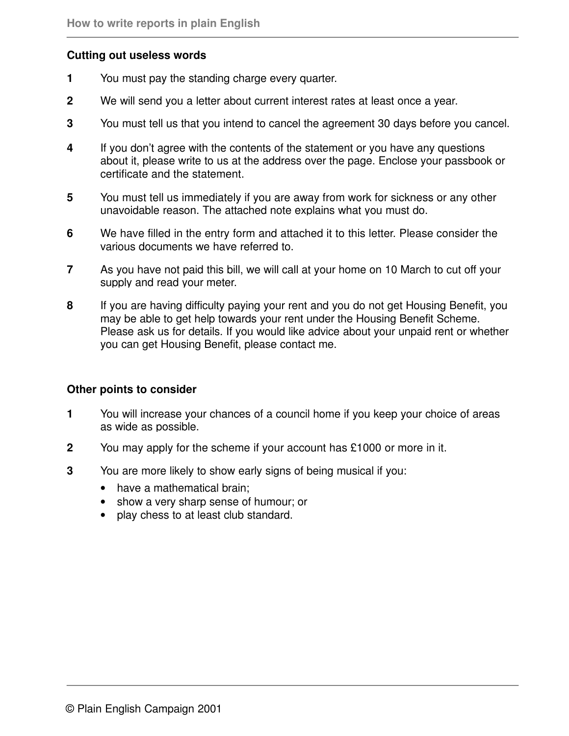**Cutting out useless words**

1. You must pay the standing charge every quarter.

2. We will send you a letter about current interest rates at least once a year.

3. You must tell us that you intend to cancel the agreement 30 days before you cancel.

4. If you don't agree with the contents of the statement or you have any questions about it, please write to us at the address over the page. Enclose your passbook or certificate and the statement.

5. You must tell us immediately if you are away from work for sickness or any other unavoidable reason. The attached note explains what you must do.

6. We have filled in the entry form and attached it to this letter. Please consider the various documents we have referred to.

7. As you have not paid this bill, we will call at your home on 10 March to cut off your supply and read your meter.

8. If you are having difficulty paying your rent and you do not get Housing Benefit, you may be able to get help towards your rent under the Housing Benefit Scheme. Please ask us for details. If you would like advice about your unpaid rent or whether you can get Housing Benefit, please contact me.

**Other points to consider**

1. You will increase your chances of a council home if you keep your choice of areas as wide as possible.

2. You may apply for the scheme if your account has £1000 or more in it.

3. You are more likely to show early signs of being musical if you:
   - have a mathematical brain;
   - show a very sharp sense of humour; or
   - play chess to at least club standard.

© Plain English Campaign 2001